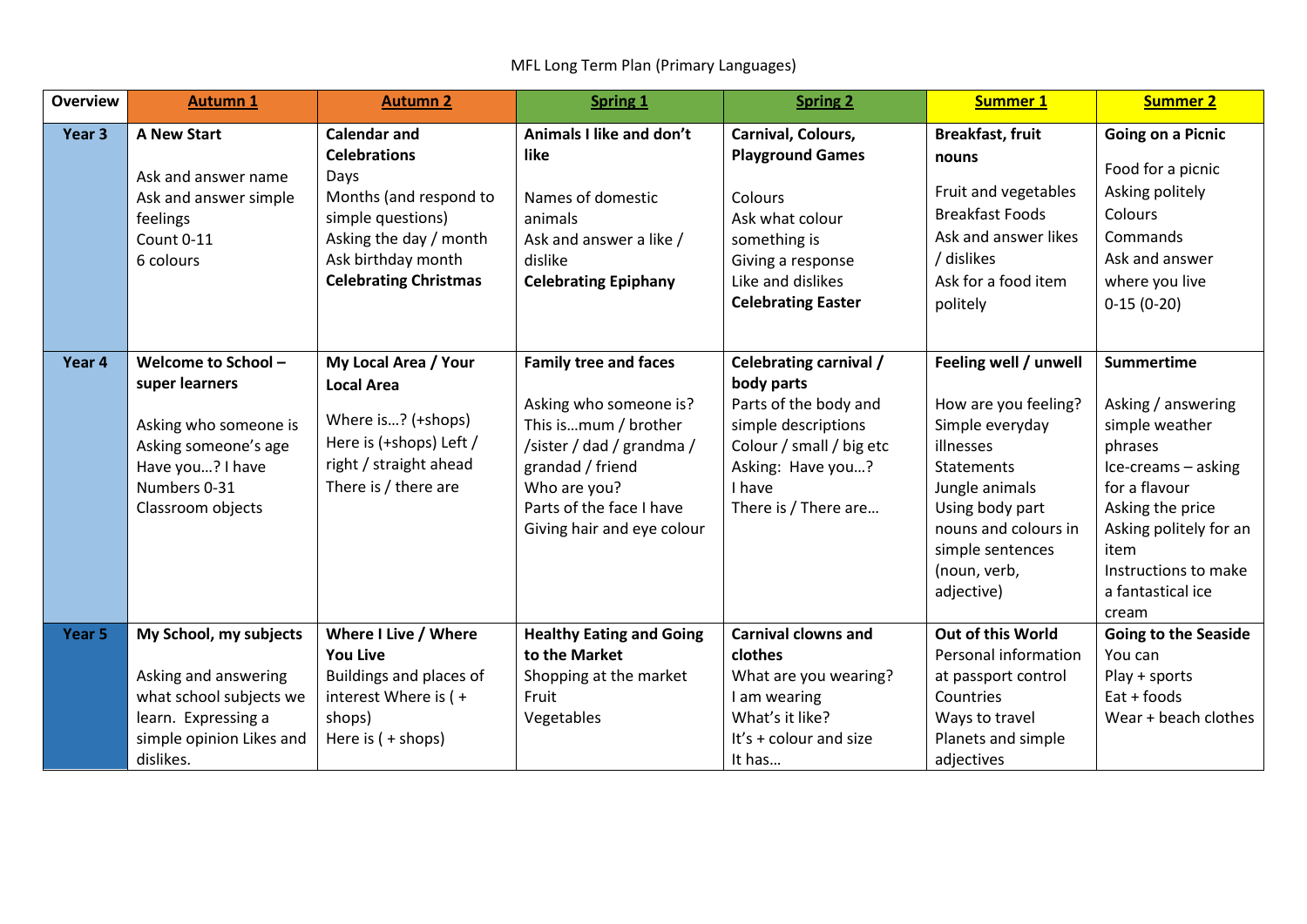MFL Long Term Plan (Primary Languages)

| Overview | Autumn 1 | Autumn 2 | Spring 1 | Spring 2 | Summer 1 | Summer 2 |
|---|---|---|---|---|---|---|
| **Year 3** | **A New Start**<br><br>Ask and answer name<br>Ask and answer simple feelings<br>Count 0-11<br>6 colours | **Calendar and Celebrations**<br>Days<br>Months (and respond to simple questions)<br>Asking the day / month<br>Ask birthday month<br>**Celebrating Christmas** | **Animals I like and don't like**<br><br>Names of domestic animals<br>Ask and answer a like / dislike<br>**Celebrating Epiphany** | **Carnival, Colours, Playground Games**<br><br>Colours<br>Ask what colour something is<br>Giving a response<br>Like and dislikes<br>**Celebrating Easter** | **Breakfast, fruit nouns**<br><br>Fruit and vegetables<br>Breakfast Foods<br>Ask and answer likes / dislikes<br>Ask for a food item politely | **Going on a Picnic**<br><br>Food for a picnic<br>Asking politely<br>Colours<br>Commands<br>Ask and answer where you live<br>0-15 (0-20) |
| **Year 4** | **Welcome to School – super learners**<br><br>Asking who someone is<br>Asking someone's age<br>Have you…? I have<br>Numbers 0-31<br>Classroom objects | **My Local Area / Your Local Area**<br><br>Where is…? (+shops)<br>Here is (+shops) Left / right / straight ahead<br>There is / there are | **Family tree and faces**<br><br>Asking who someone is?<br>This is…mum / brother /sister / dad / grandma / grandad / friend<br>Who are you?<br>Parts of the face I have<br>Giving hair and eye colour | **Celebrating carnival / body parts**<br>Parts of the body and simple descriptions<br>Colour / small / big etc<br>Asking: Have you…?<br>I have<br>There is / There are… | **Feeling well / unwell**<br><br>How are you feeling?<br>Simple everyday illnesses<br>Statements<br>Jungle animals<br>Using body part nouns and colours in simple sentences (noun, verb, adjective) | **Summertime**<br><br>Asking / answering simple weather phrases<br>Ice-creams – asking for a flavour<br>Asking the price<br>Asking politely for an item<br>Instructions to make a fantastical ice cream |
| **Year 5** | **My School, my subjects**<br><br>Asking and answering what school subjects we learn. Expressing a simple opinion Likes and dislikes. | **Where I Live / Where You Live**<br>Buildings and places of interest Where is ( + shops)<br>Here is ( + shops) | **Healthy Eating and Going to the Market**<br>Shopping at the market<br>Fruit<br>Vegetables | **Carnival clowns and clothes**<br>What are you wearing?<br>I am wearing<br>What's it like?<br>It's + colour and size<br>It has… | **Out of this World**<br>Personal information at passport control<br>Countries<br>Ways to travel<br>Planets and simple adjectives | **Going to the Seaside**<br>You can<br>Play + sports<br>Eat + foods<br>Wear + beach clothes |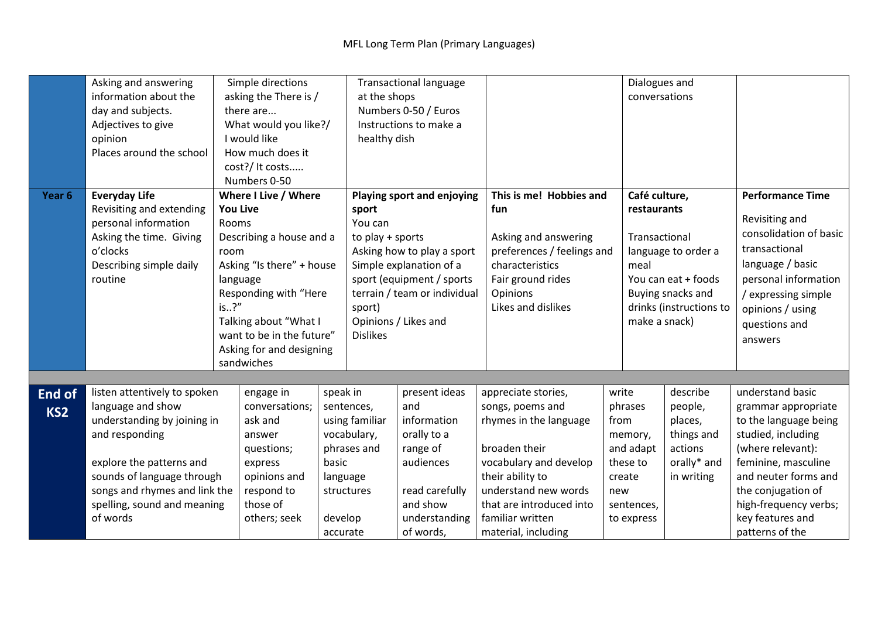MFL Long Term Plan (Primary Languages)

| | | | | | | |
|---|---|---|---|---|---|---|
| | Asking and answering information about the day and subjects.<br>Adjectives to give opinion<br>Places around the school | Simple directions asking the There is / there are...<br>What would you like?/ I would like<br>How much does it cost?/ It costs.....<br>Numbers 0-50 | Transactional language at the shops<br>Numbers 0-50 / Euros<br>Instructions to make a healthy dish | | Dialogues and conversations | |
| **Year 6** | **Everyday Life**<br>Revisiting and extending personal information<br>Asking the time. Giving o'clocks<br>Describing simple daily routine | **Where I Live / Where You Live**<br>Rooms<br>Describing a house and a room<br>Asking "Is there" + house language<br>Responding with "Here is..?"<br>Talking about "What I want to be in the future"<br>Asking for and designing sandwiches | **Playing sport and enjoying sport**<br>You can<br>to play + sports<br>Asking how to play a sport<br>Simple explanation of a sport (equipment / sports terrain / team or individual sport)<br>Opinions / Likes and Dislikes | **This is me! Hobbies and fun**<br><br>Asking and answering preferences / feelings and characteristics<br>Fair ground rides<br>Opinions<br>Likes and dislikes | **Café culture, restaurants**<br><br>Transactional language to order a meal<br>You can eat + foods<br>Buying snacks and drinks (instructions to make a snack) | **Performance Time**<br>Revisiting and consolidation of basic transactional language / basic personal information / expressing simple opinions / using questions and answers |

| | | | | | | | | |
|---|---|---|---|---|---|---|---|---|
| **End of KS2** | listen attentively to spoken language and show understanding by joining in and responding<br><br>explore the patterns and sounds of language through songs and rhymes and link the spelling, sound and meaning of words | engage in conversations; ask and answer questions; express opinions and respond to those of others; seek | speak in sentences, using familiar vocabulary, phrases and basic language structures<br><br>develop accurate | present ideas and information orally to a range of audiences<br><br>read carefully and show understanding of words, | appreciate stories, songs, poems and rhymes in the language<br><br>broaden their vocabulary and develop their ability to understand new words that are introduced into familiar written material, including | write phrases from memory, and adapt these to create new sentences, to express | describe people, places, things and actions orally* and in writing | understand basic grammar appropriate to the language being studied, including (where relevant): feminine, masculine and neuter forms and the conjugation of high-frequency verbs; key features and patterns of the |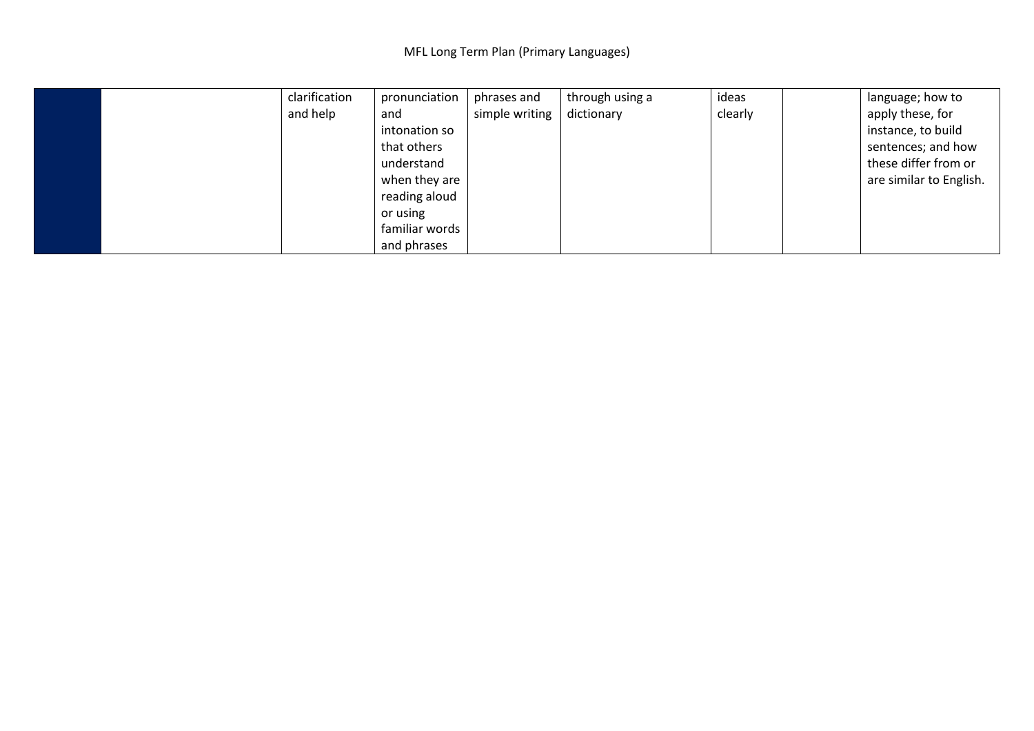| | | | | | | | | |
|---|---|---|---|---|---|---|---|---|
| | | clarification and help | pronunciation and intonation so that others understand when they are reading aloud or using familiar words and phrases | phrases and simple writing | through using a dictionary | ideas clearly | | language; how to apply these, for instance, to build sentences; and how these differ from or are similar to English. |